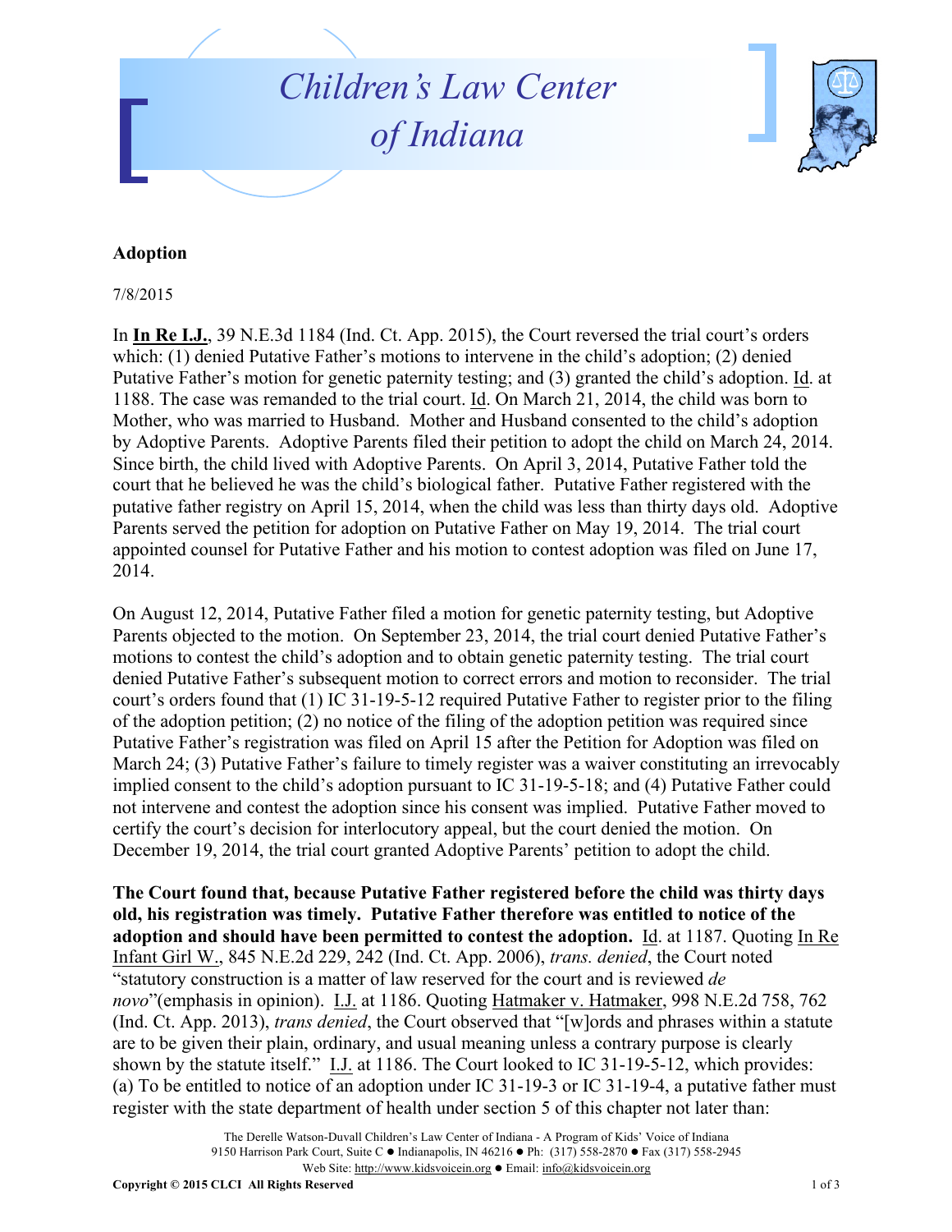# Children's Law Center of Indiana

**Adoption**

7/8/2015

In **<u>In Re I.J.</u>**, 39 N.E.3d 1184 (Ind. Ct. App. 2015), the Court reversed the trial court's orders which: (1) denied Putative Father's motions to intervene in the child's adoption; (2) denied Putative Father's motion for genetic paternity testing; and (3) granted the child's adoption. <u>Id</u>. at 1188. The case was remanded to the trial court. <u>Id</u>. On March 21, 2014, the child was born to Mother, who was married to Husband. Mother and Husband consented to the child's adoption by Adoptive Parents. Adoptive Parents filed their petition to adopt the child on March 24, 2014. Since birth, the child lived with Adoptive Parents. On April 3, 2014, Putative Father told the court that he believed he was the child's biological father. Putative Father registered with the putative father registry on April 15, 2014, when the child was less than thirty days old. Adoptive Parents served the petition for adoption on Putative Father on May 19, 2014. The trial court appointed counsel for Putative Father and his motion to contest adoption was filed on June 17, 2014.

On August 12, 2014, Putative Father filed a motion for genetic paternity testing, but Adoptive Parents objected to the motion. On September 23, 2014, the trial court denied Putative Father's motions to contest the child's adoption and to obtain genetic paternity testing. The trial court denied Putative Father's subsequent motion to correct errors and motion to reconsider. The trial court's orders found that (1) IC 31-19-5-12 required Putative Father to register prior to the filing of the adoption petition; (2) no notice of the filing of the adoption petition was required since Putative Father's registration was filed on April 15 after the Petition for Adoption was filed on March 24; (3) Putative Father's failure to timely register was a waiver constituting an irrevocably implied consent to the child's adoption pursuant to IC 31-19-5-18; and (4) Putative Father could not intervene and contest the adoption since his consent was implied. Putative Father moved to certify the court's decision for interlocutory appeal, but the court denied the motion. On December 19, 2014, the trial court granted Adoptive Parents' petition to adopt the child.

**The Court found that, because Putative Father registered before the child was thirty days old, his registration was timely. Putative Father therefore was entitled to notice of the adoption and should have been permitted to contest the adoption.** <u>Id</u>. at 1187. Quoting <u>In Re Infant Girl W.</u>, 845 N.E.2d 229, 242 (Ind. Ct. App. 2006), *trans. denied*, the Court noted "statutory construction is a matter of law reserved for the court and is reviewed *de novo*"(emphasis in opinion). <u>I.J.</u> at 1186. Quoting <u>Hatmaker v. Hatmaker</u>, 998 N.E.2d 758, 762 (Ind. Ct. App. 2013), *trans denied*, the Court observed that "[w]ords and phrases within a statute are to be given their plain, ordinary, and usual meaning unless a contrary purpose is clearly shown by the statute itself." <u>I.J.</u> at 1186. The Court looked to IC 31-19-5-12, which provides: (a) To be entitled to notice of an adoption under IC 31-19-3 or IC 31-19-4, a putative father must register with the state department of health under section 5 of this chapter not later than:

The Derelle Watson-Duvall Children's Law Center of Indiana - A Program of Kids' Voice of Indiana
9150 Harrison Park Court, Suite C ● Indianapolis, IN 46216 ● Ph: (317) 558-2870 ● Fax (317) 558-2945
Web Site: http://www.kidsvoicein.org ● Email: info@kidsvoicein.org

**Copyright © 2015 CLCI All Rights Reserved**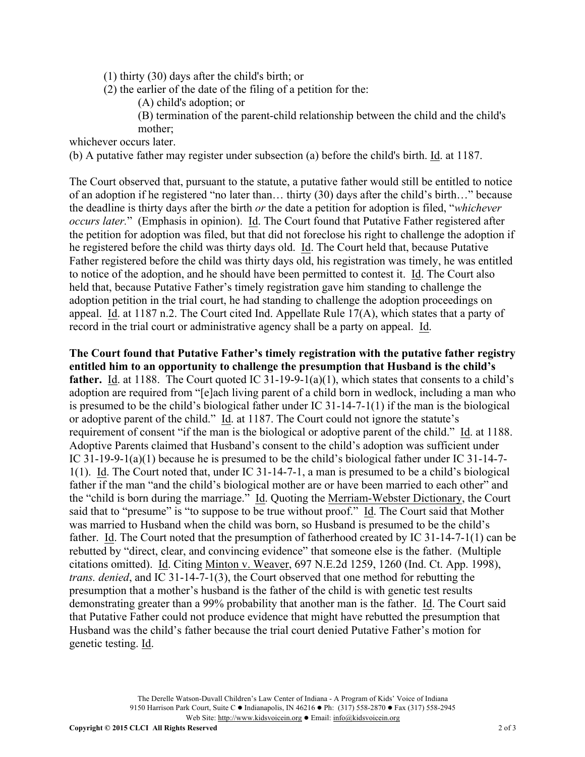(1) thirty (30) days after the child's birth; or

(2) the earlier of the date of the filing of a petition for the:

(A) child's adoption; or

(B) termination of the parent-child relationship between the child and the child's mother;

whichever occurs later.

(b) A putative father may register under subsection (a) before the child's birth. Id. at 1187.

The Court observed that, pursuant to the statute, a putative father would still be entitled to notice of an adoption if he registered "no later than… thirty (30) days after the child's birth…" because the deadline is thirty days after the birth *or* the date a petition for adoption is filed, "*whichever occurs later.*" (Emphasis in opinion). Id. The Court found that Putative Father registered after the petition for adoption was filed, but that did not foreclose his right to challenge the adoption if he registered before the child was thirty days old. Id. The Court held that, because Putative Father registered before the child was thirty days old, his registration was timely, he was entitled to notice of the adoption, and he should have been permitted to contest it. Id. The Court also held that, because Putative Father's timely registration gave him standing to challenge the adoption petition in the trial court, he had standing to challenge the adoption proceedings on appeal. Id. at 1187 n.2. The Court cited Ind. Appellate Rule 17(A), which states that a party of record in the trial court or administrative agency shall be a party on appeal. Id.

**The Court found that Putative Father's timely registration with the putative father registry entitled him to an opportunity to challenge the presumption that Husband is the child's father.** Id. at 1188. The Court quoted IC 31-19-9-1(a)(1), which states that consents to a child's adoption are required from "[e]ach living parent of a child born in wedlock, including a man who is presumed to be the child's biological father under IC 31-14-7-1(1) if the man is the biological or adoptive parent of the child." Id. at 1187. The Court could not ignore the statute's requirement of consent "if the man is the biological or adoptive parent of the child." Id. at 1188. Adoptive Parents claimed that Husband's consent to the child's adoption was sufficient under IC 31-19-9-1(a)(1) because he is presumed to be the child's biological father under IC 31-14-7-1(1). Id. The Court noted that, under IC 31-14-7-1, a man is presumed to be a child's biological father if the man "and the child's biological mother are or have been married to each other" and the "child is born during the marriage." Id. Quoting the Merriam-Webster Dictionary, the Court said that to "presume" is "to suppose to be true without proof." Id. The Court said that Mother was married to Husband when the child was born, so Husband is presumed to be the child's father. Id. The Court noted that the presumption of fatherhood created by IC 31-14-7-1(1) can be rebutted by "direct, clear, and convincing evidence" that someone else is the father. (Multiple citations omitted). Id. Citing Minton v. Weaver, 697 N.E.2d 1259, 1260 (Ind. Ct. App. 1998), *trans. denied*, and IC 31-14-7-1(3), the Court observed that one method for rebutting the presumption that a mother's husband is the father of the child is with genetic test results demonstrating greater than a 99% probability that another man is the father. Id. The Court said that Putative Father could not produce evidence that might have rebutted the presumption that Husband was the child's father because the trial court denied Putative Father's motion for genetic testing. Id.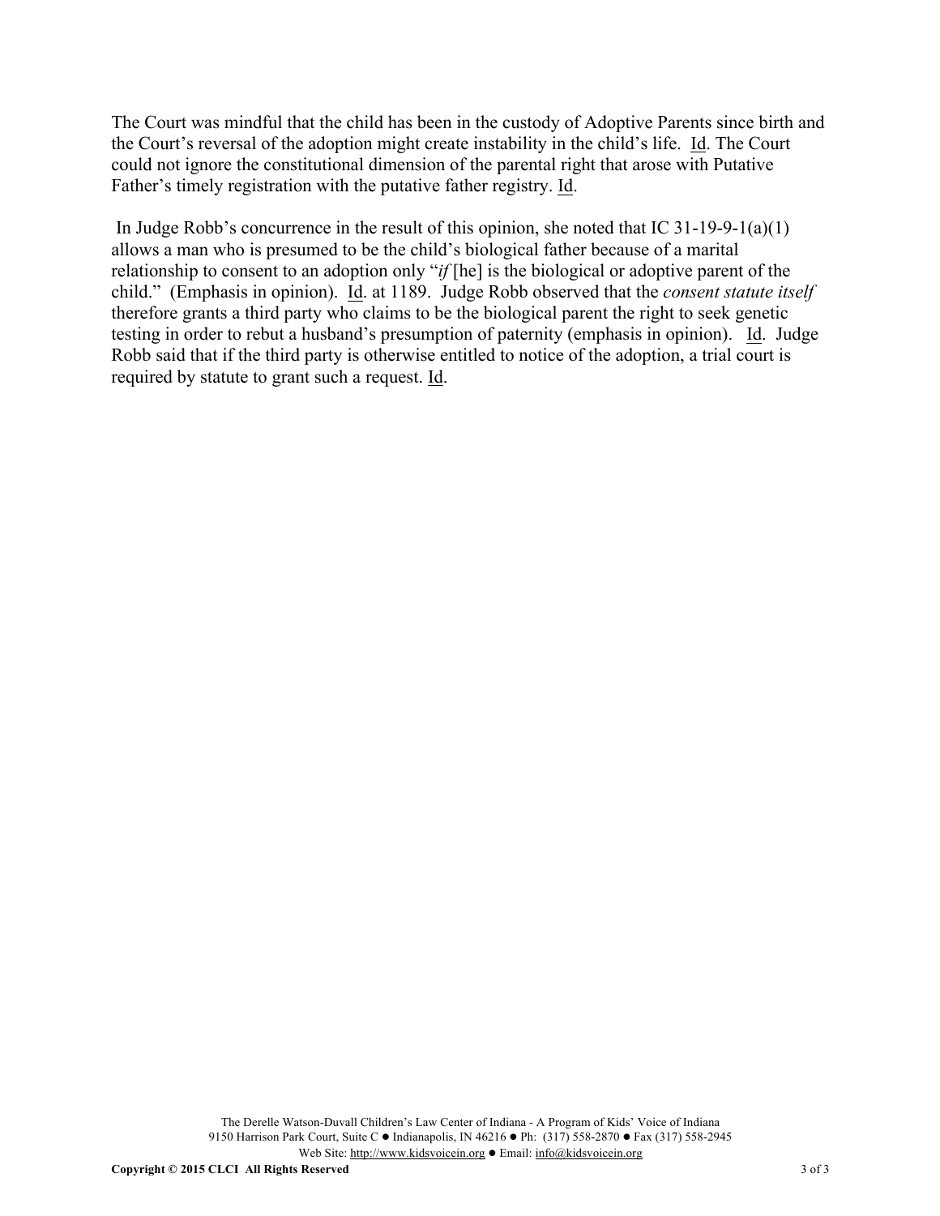The Court was mindful that the child has been in the custody of Adoptive Parents since birth and the Court's reversal of the adoption might create instability in the child's life. Id. The Court could not ignore the constitutional dimension of the parental right that arose with Putative Father's timely registration with the putative father registry. Id.

In Judge Robb's concurrence in the result of this opinion, she noted that IC 31-19-9-1(a)(1) allows a man who is presumed to be the child's biological father because of a marital relationship to consent to an adoption only "*if* [he] is the biological or adoptive parent of the child." (Emphasis in opinion). Id. at 1189. Judge Robb observed that the *consent statute itself* therefore grants a third party who claims to be the biological parent the right to seek genetic testing in order to rebut a husband's presumption of paternity (emphasis in opinion). Id. Judge Robb said that if the third party is otherwise entitled to notice of the adoption, a trial court is required by statute to grant such a request. Id.